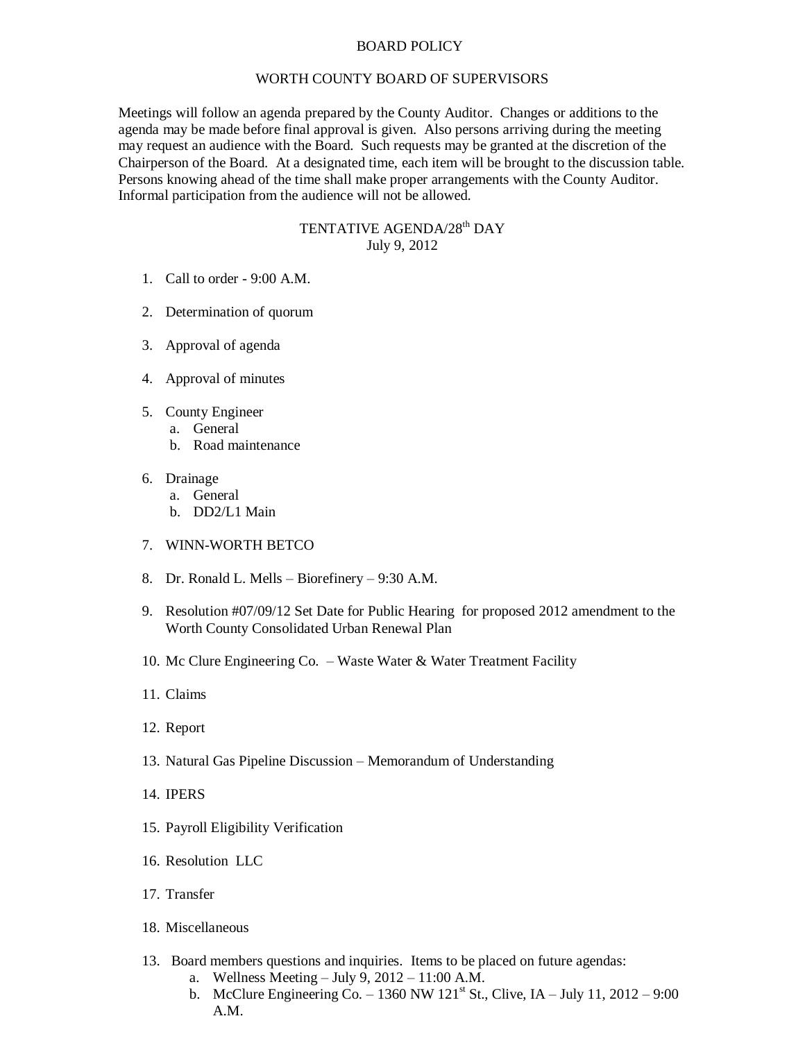# BOARD POLICY

## WORTH COUNTY BOARD OF SUPERVISORS

Meetings will follow an agenda prepared by the County Auditor. Changes or additions to the agenda may be made before final approval is given. Also persons arriving during the meeting may request an audience with the Board. Such requests may be granted at the discretion of the Chairperson of the Board. At a designated time, each item will be brought to the discussion table. Persons knowing ahead of the time shall make proper arrangements with the County Auditor. Informal participation from the audience will not be allowed.

## TENTATIVE AGENDA/28th DAY
July 9, 2012

1. Call to order - 9:00 A.M.

2. Determination of quorum

3. Approval of agenda

4. Approval of minutes

5. County Engineer
   a. General
   b. Road maintenance

6. Drainage
   a. General
   b. DD2/L1 Main

7. WINN-WORTH BETCO

8. Dr. Ronald L. Mells – Biorefinery – 9:30 A.M.

9. Resolution #07/09/12 Set Date for Public Hearing for proposed 2012 amendment to the Worth County Consolidated Urban Renewal Plan

10. Mc Clure Engineering Co. – Waste Water & Water Treatment Facility

11. Claims

12. Report

13. Natural Gas Pipeline Discussion – Memorandum of Understanding

14. IPERS

15. Payroll Eligibility Verification

16. Resolution LLC

17. Transfer

18. Miscellaneous

13. Board members questions and inquiries. Items to be placed on future agendas:
    a. Wellness Meeting – July 9, 2012 – 11:00 A.M.
    b. McClure Engineering Co. – 1360 NW 121st St., Clive, IA – July 11, 2012 – 9:00 A.M.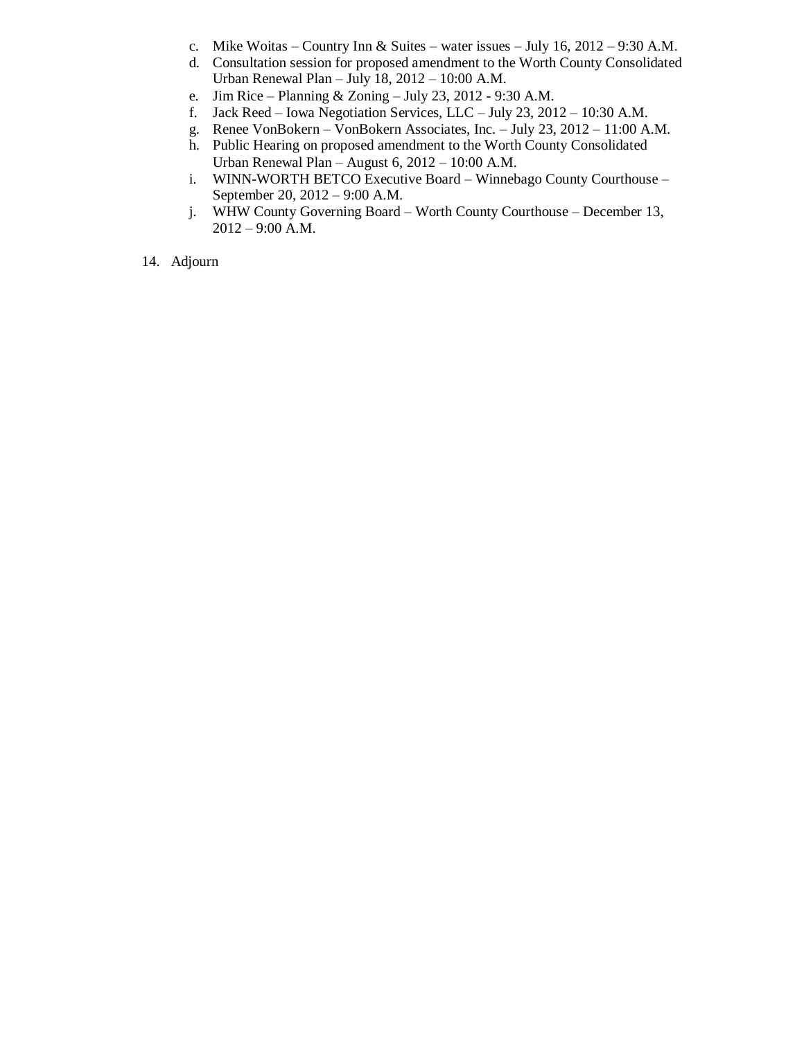c. Mike Woitas – Country Inn & Suites – water issues – July 16, 2012 – 9:30 A.M.
d. Consultation session for proposed amendment to the Worth County Consolidated Urban Renewal Plan – July 18, 2012 – 10:00 A.M.
e. Jim Rice – Planning & Zoning – July 23, 2012 - 9:30 A.M.
f. Jack Reed – Iowa Negotiation Services, LLC – July 23, 2012 – 10:30 A.M.
g. Renee VonBokern – VonBokern Associates, Inc. – July 23, 2012 – 11:00 A.M.
h. Public Hearing on proposed amendment to the Worth County Consolidated Urban Renewal Plan – August 6, 2012 – 10:00 A.M.
i. WINN-WORTH BETCO Executive Board – Winnebago County Courthouse – September 20, 2012 – 9:00 A.M.
j. WHW County Governing Board – Worth County Courthouse – December 13, 2012 – 9:00 A.M.

14. Adjourn